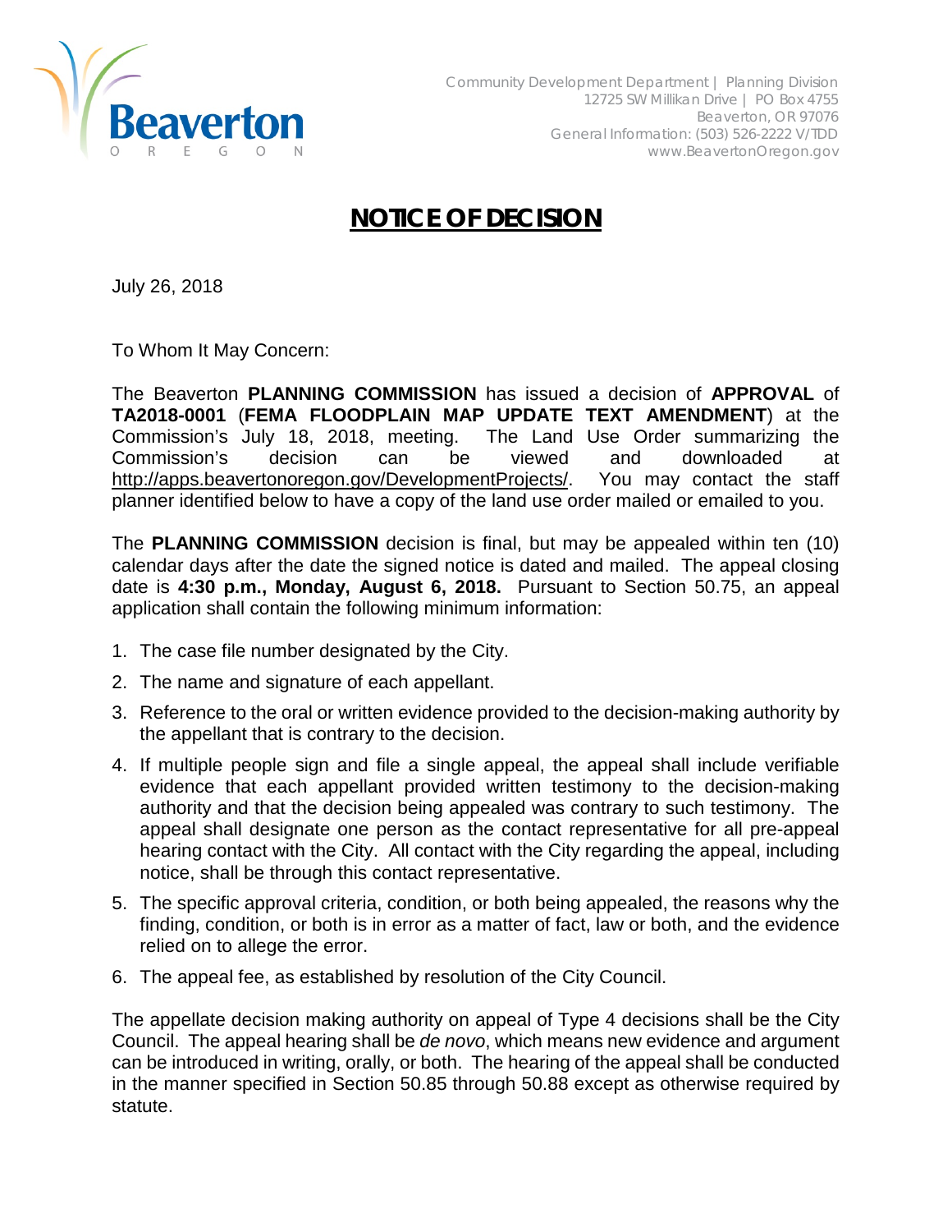Community Development Department | Planning Division
12725 SW Millikan Drive | PO Box 4755
Beaverton, OR 97076
General Information: (503) 526-2222 V/TDD
www.BeavertonOregon.gov

# NOTICE OF DECISION

July 26, 2018

To Whom It May Concern:

The Beaverton **PLANNING COMMISSION** has issued a decision of **APPROVAL** of **TA2018-0001** (**FEMA FLOODPLAIN MAP UPDATE TEXT AMENDMENT**) at the Commission's July 18, 2018, meeting. The Land Use Order summarizing the Commission's decision can be viewed and downloaded at http://apps.beavertonoregon.gov/DevelopmentProjects/. You may contact the staff planner identified below to have a copy of the land use order mailed or emailed to you.

The **PLANNING COMMISSION** decision is final, but may be appealed within ten (10) calendar days after the date the signed notice is dated and mailed. The appeal closing date is **4:30 p.m., Monday, August 6, 2018.** Pursuant to Section 50.75, an appeal application shall contain the following minimum information:

1. The case file number designated by the City.
2. The name and signature of each appellant.
3. Reference to the oral or written evidence provided to the decision-making authority by the appellant that is contrary to the decision.
4. If multiple people sign and file a single appeal, the appeal shall include verifiable evidence that each appellant provided written testimony to the decision-making authority and that the decision being appealed was contrary to such testimony. The appeal shall designate one person as the contact representative for all pre-appeal hearing contact with the City. All contact with the City regarding the appeal, including notice, shall be through this contact representative.
5. The specific approval criteria, condition, or both being appealed, the reasons why the finding, condition, or both is in error as a matter of fact, law or both, and the evidence relied on to allege the error.
6. The appeal fee, as established by resolution of the City Council.

The appellate decision making authority on appeal of Type 4 decisions shall be the City Council. The appeal hearing shall be *de novo*, which means new evidence and argument can be introduced in writing, orally, or both. The hearing of the appeal shall be conducted in the manner specified in Section 50.85 through 50.88 except as otherwise required by statute.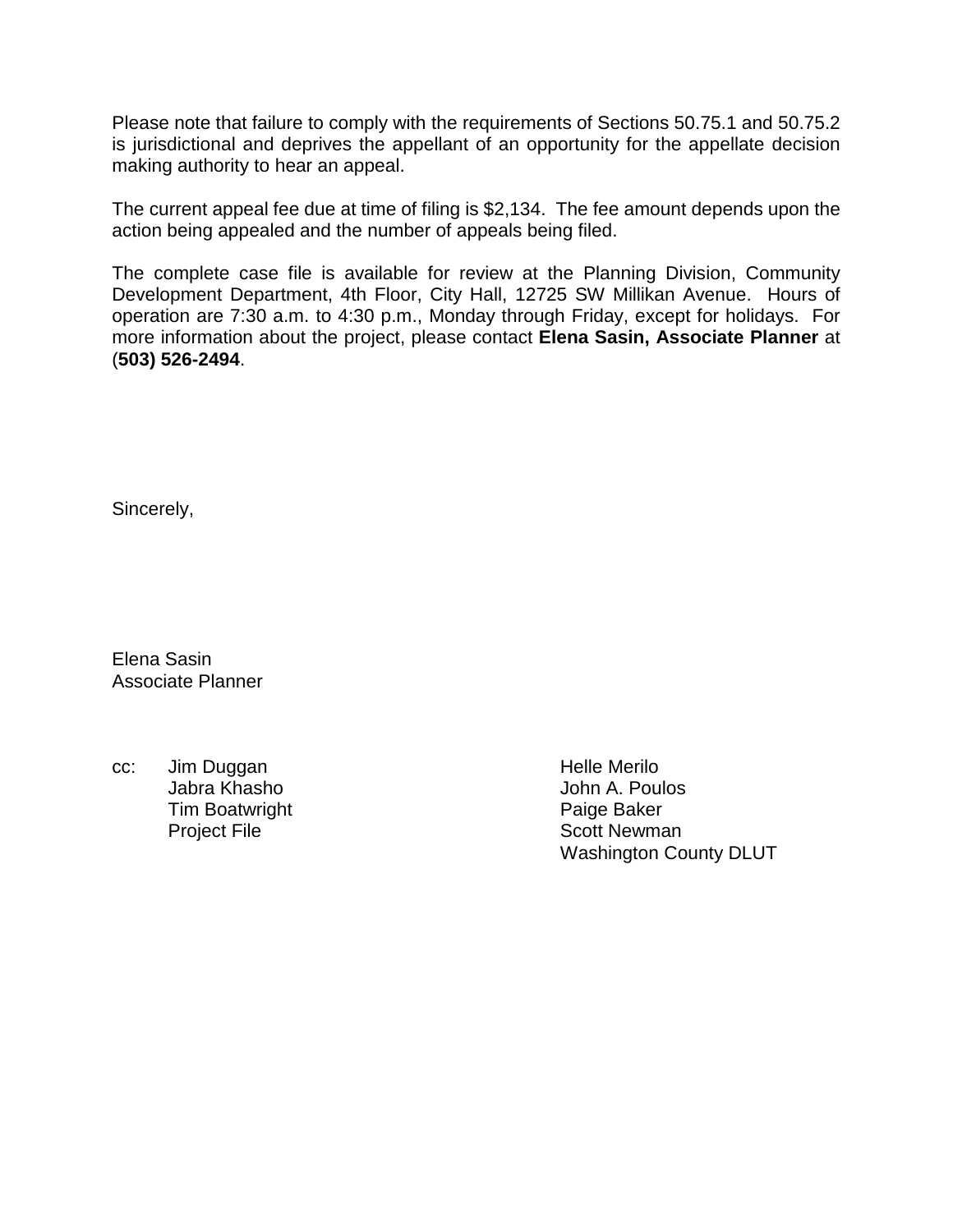Please note that failure to comply with the requirements of Sections 50.75.1 and 50.75.2 is jurisdictional and deprives the appellant of an opportunity for the appellate decision making authority to hear an appeal.

The current appeal fee due at time of filing is $2,134. The fee amount depends upon the action being appealed and the number of appeals being filed.

The complete case file is available for review at the Planning Division, Community Development Department, 4th Floor, City Hall, 12725 SW Millikan Avenue. Hours of operation are 7:30 a.m. to 4:30 p.m., Monday through Friday, except for holidays. For more information about the project, please contact **Elena Sasin, Associate Planner** at (**503) 526-2494**.

Sincerely,

Elena Sasin
Associate Planner

cc:
Jim Duggan
Jabra Khasho
Tim Boatwright
Project File
Helle Merilo
John A. Poulos
Paige Baker
Scott Newman
Washington County DLUT